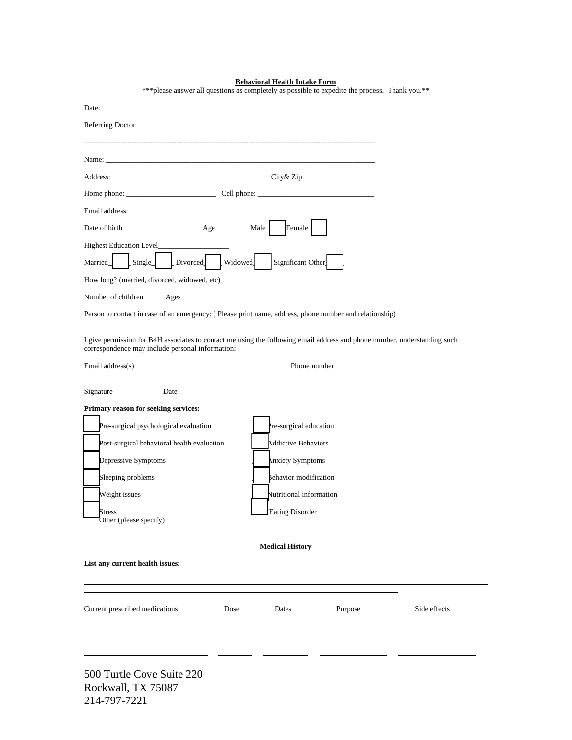**Behavioral Health Intake Form**

***please answer all questions as completely as possible to expedite the process. Thank you.**

Date: ________________________________

Referring Doctor__________________________________________________________

---

Name: ___________________________________________________________________________

Address: __________________________________________ City& Zip____________________

Home phone: ________________________ Cell phone: _______________________________

Email address: _______________________________________________________________________

Date of birth_____________________ Age_______ Male ☐ Female ☐

Highest Education Level___________________

Married ☐ Single ☐ Divorced ☐ Widowed ☐ Significant Other ☐

How long? (married, divorced, widowed, etc)_________________________________________

Number of children _____ Ages ___________________________________________________

Person to contact in case of an emergency: ( Please print name, address, phone number and relationship)

__________________________________________________________________________________________

I give permission for B4H associates to contact me using the following email address and phone number, understanding such correspondence may include personal information:

Email address(s) Phone number

__________________________________________________________________________________________

_______________________________

Signature Date

**Primary reason for seeking services:**

☐ Pre-surgical psychological evaluation
☐ Post-surgical behavioral health evaluation
☐ Depressive Symptoms
☐ Sleeping problems
☐ Weight issues
☐ Stress
☐ Pre-surgical education
☐ Addictive Behaviors
☐ Anxiety Symptoms
☐ Behavior modification
☐ Nutritional information
☐ Eating Disorder

____Other (please specify) ________________________________________________

**Medical History**

**List any current health issues:**

__________________________________________________________________________________________

__________________________________________________________________________________________

| Current prescribed medications | Dose | Dates | Purpose | Side effects |
| --- | --- | --- | --- | --- |
| | | | | |
| | | | | |
| | | | | |
| | | | | |
| | | | | |

500 Turtle Cove Suite 220
Rockwall, TX 75087
214-797-7221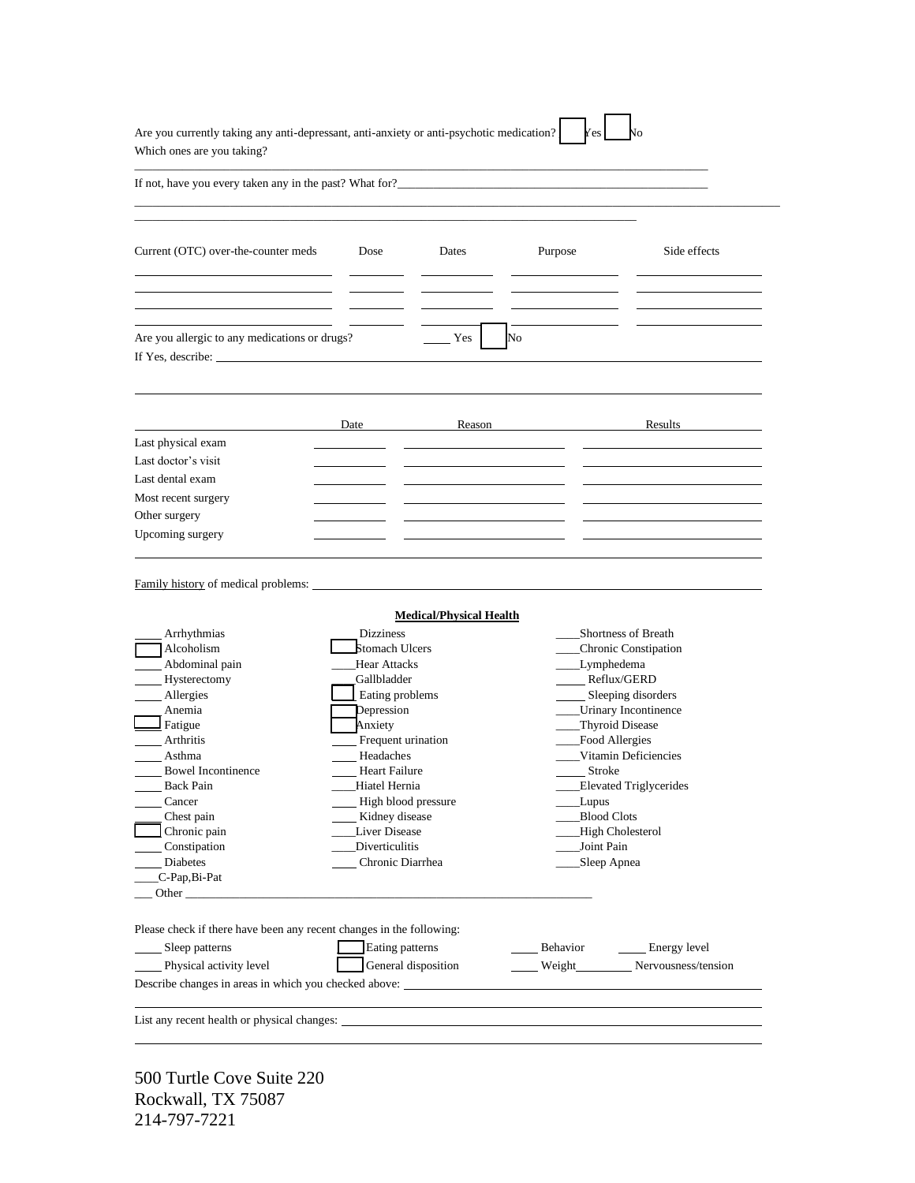Are you currently taking any anti-depressant, anti-anxiety or anti-psychotic medication? ☐ Yes ☐ No

Which ones are you taking?

______________________________________________________________________________________

If not, have you every taken any in the past? What for?___________________________________________________

______________________________________________________________________________________

______________________________________________________________________________________

| Current (OTC) over-the-counter meds | Dose | Dates | Purpose | Side effects |
|---|---|---|---|---|
| | | | | |
| | | | | |
| | | | | |
| | | | | |

Are you allergic to any medications or drugs? ____ Yes ☐ No

If Yes, describe: ______________________________________________________________________

______________________________________________________________________________________

| | Date | Reason | Results |
|---|---|---|---|
| Last physical exam | | | |
| Last doctor's visit | | | |
| Last dental exam | | | |
| Most recent surgery | | | |
| Other surgery | | | |
| Upcoming surgery | | | |

Family history of medical problems: ____________________________________________________________

**Medical/Physical Health**

| | | |
|---|---|---|
| ____ Arrhythmias | ____ Dizziness | ____ Shortness of Breath |
| ☐ Alcoholism | ☐ Stomach Ulcers | ____ Chronic Constipation |
| ____ Abdominal pain | ____ Hear Attacks | ____ Lymphedema |
| ____ Hysterectomy | ____ Gallbladder | ____ Reflux/GERD |
| ____ Allergies | ☐ Eating problems | ____ Sleeping disorders |
| ____ Anemia | ☐ Depression | ____ Urinary Incontinence |
| ☐ Fatigue | ☐ Anxiety | ____ Thyroid Disease |
| ____ Arthritis | ____ Frequent urination | ____ Food Allergies |
| ____ Asthma | ____ Headaches | ____ Vitamin Deficiencies |
| ____ Bowel Incontinence | ____ Heart Failure | ____ Stroke |
| ____ Back Pain | ____ Hiatel Hernia | ____ Elevated Triglycerides |
| ____ Cancer | ____ High blood pressure | ____ Lupus |
| ____ Chest pain | ____ Kidney disease | ____ Blood Clots |
| ☐ Chronic pain | ____ Liver Disease | ____ High Cholesterol |
| ____ Constipation | ____ Diverticulitis | ____ Joint Pain |
| ____ Diabetes | ____ Chronic Diarrhea | ____ Sleep Apnea |
| ____ C-Pap,Bi-Pat | | |

___ Other ____________________________________________________________

Please check if there have been any recent changes in the following:

____ Sleep patterns ☐ Eating patterns ____ Behavior ____ Energy level

____ Physical activity level ☐ General disposition ____ Weight________ Nervousness/tension

Describe changes in areas in which you checked above: ________________________________________

______________________________________________________________________________________

List any recent health or physical changes: _______________________________________________

______________________________________________________________________________________

500 Turtle Cove Suite 220
Rockwall, TX 75087
214-797-7221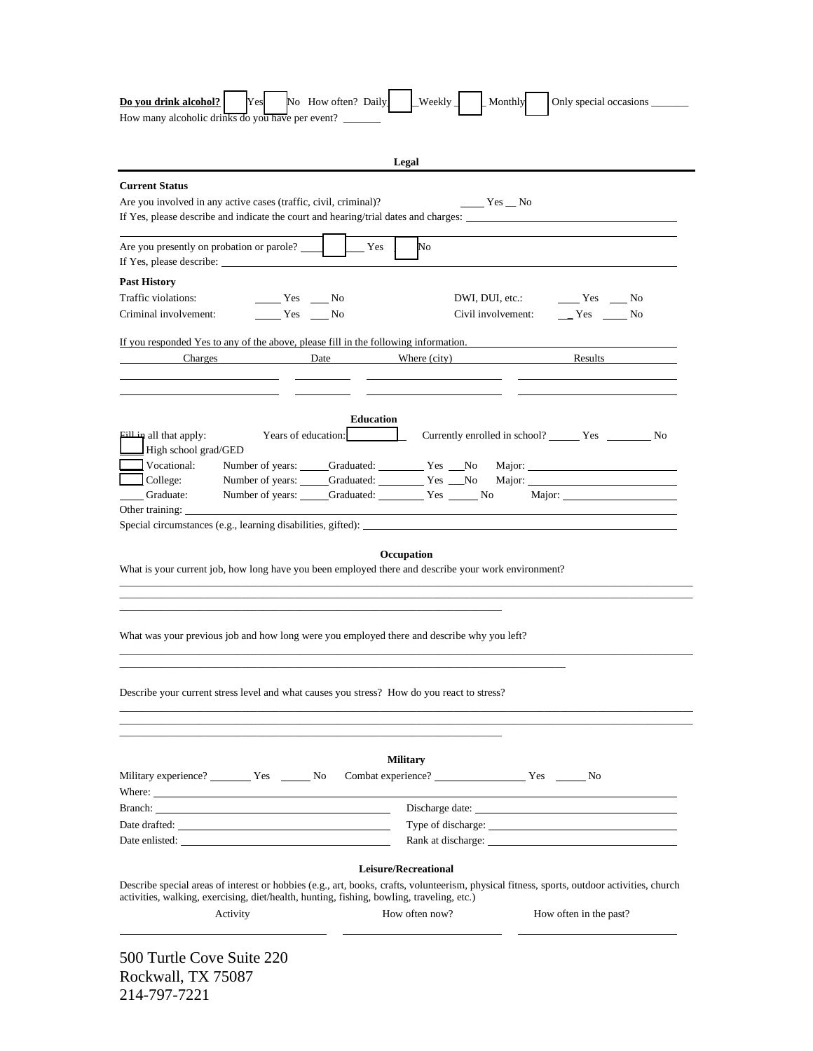**Do you drink alcohol?** ☐ Yes ☐ No How often? Daily ☐ Weekly ☐ Monthly ☐ Only special occasions _______

How many alcoholic drinks do you have per event? _______

## Legal

**Current Status**

Are you involved in any active cases (traffic, civil, criminal)? ____ Yes __ No

If Yes, please describe and indicate the court and hearing/trial dates and charges: ____________________

Are you presently on probation or parole? ☐ Yes ☐ No

If Yes, please describe: ____________________

**Past History**

Traffic violations: ____ Yes ___ No

Criminal involvement: ____ Yes ___ No

DWI, DUI, etc.: ____ Yes ___ No

Civil involvement: __ Yes ____ No

If you responded Yes to any of the above, please fill in the following information.

| Charges | Date | Where (city) | Results |
|---|---|---|---|
| | | | |
| | | | |

## Education

Fill in all that apply: Years of education: ☐ Currently enrolled in school? _____ Yes ________ No

☐ High school grad/GED

☐ Vocational: Number of years: _____ Graduated: ________ Yes ___No Major: ____________________

☐ College: Number of years: _____ Graduated: ________ Yes ___No Major: ____________________

____ Graduate: Number of years: _____ Graduated: ________ Yes _____ No Major: ____________________

Other training: ____________________

Special circumstances (e.g., learning disabilities, gifted): ____________________

## Occupation

What is your current job, how long have you been employed there and describe your work environment?

____________________

What was your previous job and how long were you employed there and describe why you left?

____________________

Describe your current stress level and what causes you stress? How do you react to stress?

____________________

## Military

Military experience? _______ Yes _____ No Combat experience? _______________ Yes _____ No

Where: ____________________

Branch: ____________________ Discharge date: ____________________

Date drafted: ____________________ Type of discharge: ____________________

Date enlisted: ____________________ Rank at discharge: ____________________

## Leisure/Recreational

Describe special areas of interest or hobbies (e.g., art, books, crafts, volunteerism, physical fitness, sports, outdoor activities, church activities, walking, exercising, diet/health, hunting, fishing, bowling, traveling, etc.)

| Activity | How often now? | How often in the past? |
|---|---|---|
| | | |

500 Turtle Cove Suite 220
Rockwall, TX 75087
214-797-7221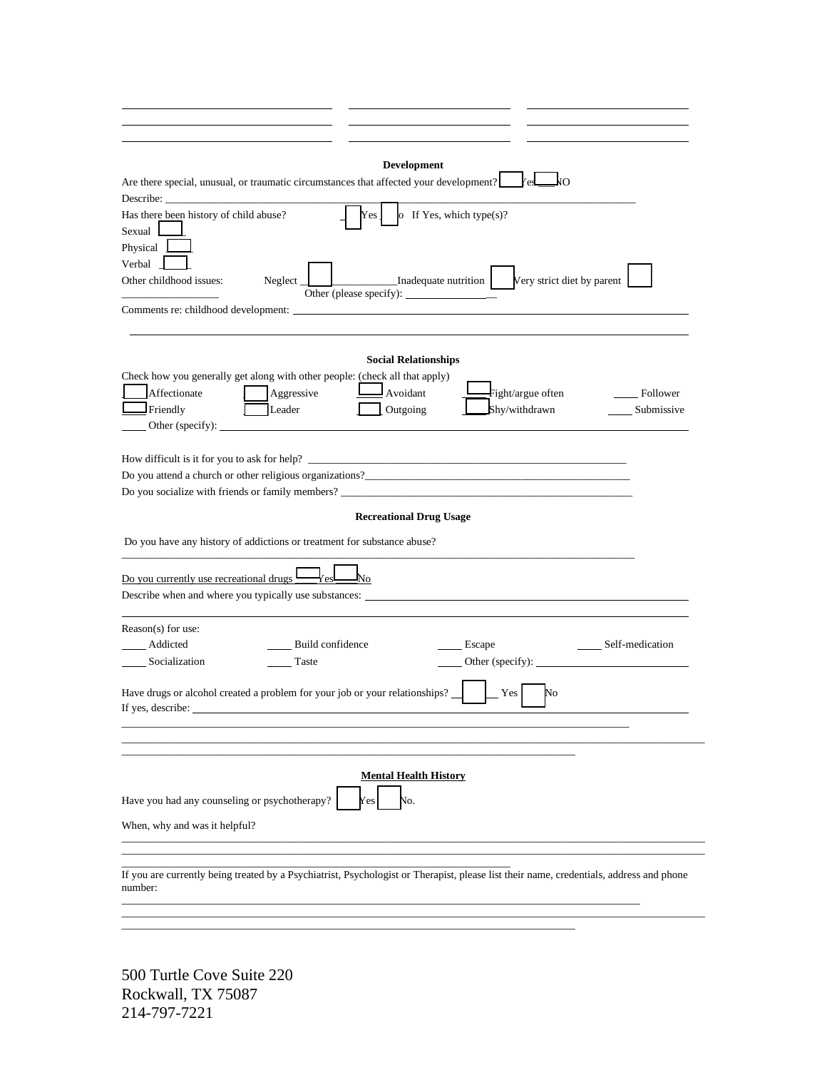## Development

Are there special, unusual, or traumatic circumstances that affected your development? ☐ Yes ☐ NO

Describe: ______________________________

Has there been history of child abuse? ☐ Yes ☐ No If Yes, which type(s)?

Sexual ☐

Physical ☐

Verbal ☐

Other childhood issues: Neglect ☐ Inadequate nutrition ☐ Very strict diet by parent ☐

Other (please specify): ______________

Comments re: childhood development: ______________________________

## Social Relationships

Check how you generally get along with other people: (check all that apply)

| | | | | |
|---|---|---|---|---|
| ☐ Affectionate | ☐ Aggressive | ☐ Avoidant | ☐ Fight/argue often | ____ Follower |
| ☐ Friendly | ☐ Leader | ☐ Outgoing | ☐ Shy/withdrawn | ____ Submissive |

____ Other (specify): ______________________________

How difficult is it for you to ask for help? ______________________________

Do you attend a church or other religious organizations? ______________________________

Do you socialize with friends or family members? ______________________________

## Recreational Drug Usage

Do you have any history of addictions or treatment for substance abuse?

______________________________

Do you currently use recreational drugs ☐ Yes ☐ No

Describe when and where you typically use substances: ______________________________

Reason(s) for use:

| | | | |
|---|---|---|---|
| ____ Addicted | ____ Build confidence | ____ Escape | ____ Self-medication |
| ____ Socialization | ____ Taste | ____ Other (specify): ______________ | |

Have drugs or alcohol created a problem for your job or your relationships? ☐ Yes ☐ No

If yes, describe: ______________________________

## Mental Health History

Have you had any counseling or psychotherapy? ☐ Yes ☐ No.

When, why and was it helpful?

______________________________

If you are currently being treated by a Psychiatrist, Psychologist or Therapist, please list their name, credentials, address and phone number:

______________________________

500 Turtle Cove Suite 220
Rockwall, TX 75087
214-797-7221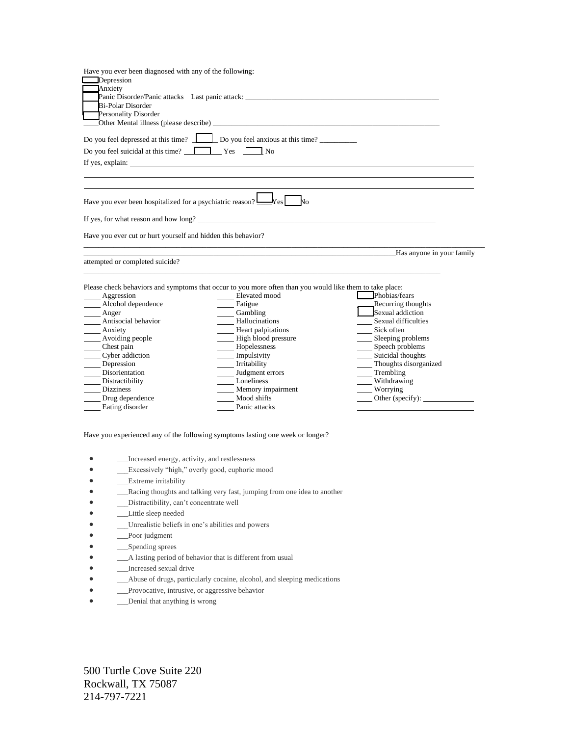Have you ever been diagnosed with any of the following:

- ☐ Depression
- ☐ Anxiety
- ☐ Panic Disorder/Panic attacks    Last panic attack: ____________________________________________________
- ☐ Bi-Polar Disorder
- ☐ Personality Disorder
- ____Other Mental illness (please describe) ______________________________________________________________

Do you feel depressed at this time? ☐ Do you feel anxious at this time? __________

Do you feel suicidal at this time? ☐ Yes ☐ No

If yes, explain: ____________________________________________________________________________________

_____________________________________________________________________________________________

_____________________________________________________________________________________________

Have you ever been hospitalized for a psychiatric reason? ☐ Yes ☐ No

If yes, for what reason and how long? _________________________________________________________________

Have you ever cut or hurt yourself and hidden this behavior?

_____________________________________________________________________________________________

Has anyone in your family attempted or completed suicide?

_____________________________________________________________________________________________

Please check behaviors and symptoms that occur to you more often than you would like them to take place:

| | | |
|---|---|---|
| ____ Aggression | ____ Elevated mood | ☐ Phobias/fears |
| ____ Alcohol dependence | ____ Fatigue | ____ Recurring thoughts |
| ____ Anger | ____ Gambling | ☐ Sexual addiction |
| ____ Antisocial behavior | ____ Hallucinations | ____ Sexual difficulties |
| ____ Anxiety | ____ Heart palpitations | ____ Sick often |
| ____ Avoiding people | ____ High blood pressure | ____ Sleeping problems |
| ____ Chest pain | ____ Hopelessness | ____ Speech problems |
| ____ Cyber addiction | ____ Impulsivity | ____ Suicidal thoughts |
| ____ Depression | ____ Irritability | ____ Thoughts disorganized |
| ____ Disorientation | ____ Judgment errors | ____ Trembling |
| ____ Distractibility | ____ Loneliness | ____ Withdrawing |
| ____ Dizziness | ____ Memory impairment | ____ Worrying |
| ____ Drug dependence | ____ Mood shifts | ____ Other (specify): ____________ |
| ____ Eating disorder | ____ Panic attacks | ______________________ |

Have you experienced any of the following symptoms lasting one week or longer?

- ___Increased energy, activity, and restlessness
- ___Excessively "high," overly good, euphoric mood
- ___Extreme irritability
- ___Racing thoughts and talking very fast, jumping from one idea to another
- ___Distractibility, can't concentrate well
- ___Little sleep needed
- ___Unrealistic beliefs in one's abilities and powers
- ___Poor judgment
- ___Spending sprees
- ___A lasting period of behavior that is different from usual
- ___Increased sexual drive
- ___Abuse of drugs, particularly cocaine, alcohol, and sleeping medications
- ___Provocative, intrusive, or aggressive behavior
- ___Denial that anything is wrong

500 Turtle Cove Suite 220
Rockwall, TX 75087
214-797-7221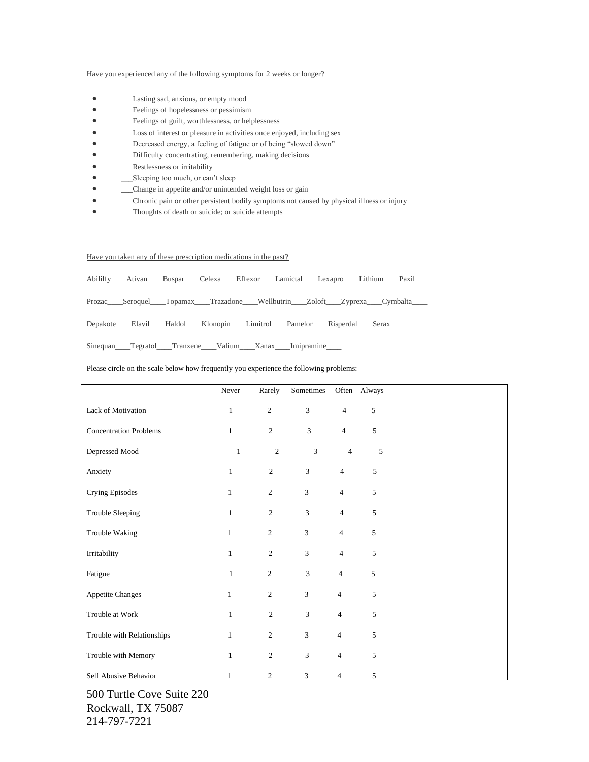Have you experienced any of the following symptoms for 2 weeks or longer?

- ___Lasting sad, anxious, or empty mood
- ___Feelings of hopelessness or pessimism
- ___Feelings of guilt, worthlessness, or helplessness
- ___Loss of interest or pleasure in activities once enjoyed, including sex
- ___Decreased energy, a feeling of fatigue or of being "slowed down"
- ___Difficulty concentrating, remembering, making decisions
- ___Restlessness or irritability
- ___Sleeping too much, or can't sleep
- ___Change in appetite and/or unintended weight loss or gain
- ___Chronic pain or other persistent bodily symptoms not caused by physical illness or injury
- ___Thoughts of death or suicide; or suicide attempts

<u>Have you taken any of these prescription medications in the past?</u>

Abililfy____Ativan____Buspar____Celexa____Effexor____Lamictal____Lexapro____Lithium____Paxil____

Prozac____Seroquel____Topamax____Trazadone____Wellbutrin____Zoloft____Zyprexa____Cymbalta____

Depakote____Elavil____Haldol____Klonopin____Limitrol____Pamelor____Risperdal____Serax____

Sinequan____Tegratol____Tranxene____Valium____Xanax____Imipramine____

Please circle on the scale below how frequently you experience the following problems:

| | Never | Rarely | Sometimes | Often | Always |
|---|---|---|---|---|---|
| Lack of Motivation | 1 | 2 | 3 | 4 | 5 |
| Concentration Problems | 1 | 2 | 3 | 4 | 5 |
| Depressed Mood | 1 | 2 | 3 | 4 | 5 |
| Anxiety | 1 | 2 | 3 | 4 | 5 |
| Crying Episodes | 1 | 2 | 3 | 4 | 5 |
| Trouble Sleeping | 1 | 2 | 3 | 4 | 5 |
| Trouble Waking | 1 | 2 | 3 | 4 | 5 |
| Irritability | 1 | 2 | 3 | 4 | 5 |
| Fatigue | 1 | 2 | 3 | 4 | 5 |
| Appetite Changes | 1 | 2 | 3 | 4 | 5 |
| Trouble at Work | 1 | 2 | 3 | 4 | 5 |
| Trouble with Relationships | 1 | 2 | 3 | 4 | 5 |
| Trouble with Memory | 1 | 2 | 3 | 4 | 5 |
| Self Abusive Behavior | 1 | 2 | 3 | 4 | 5 |

500 Turtle Cove Suite 220
Rockwall, TX 75087
214-797-7221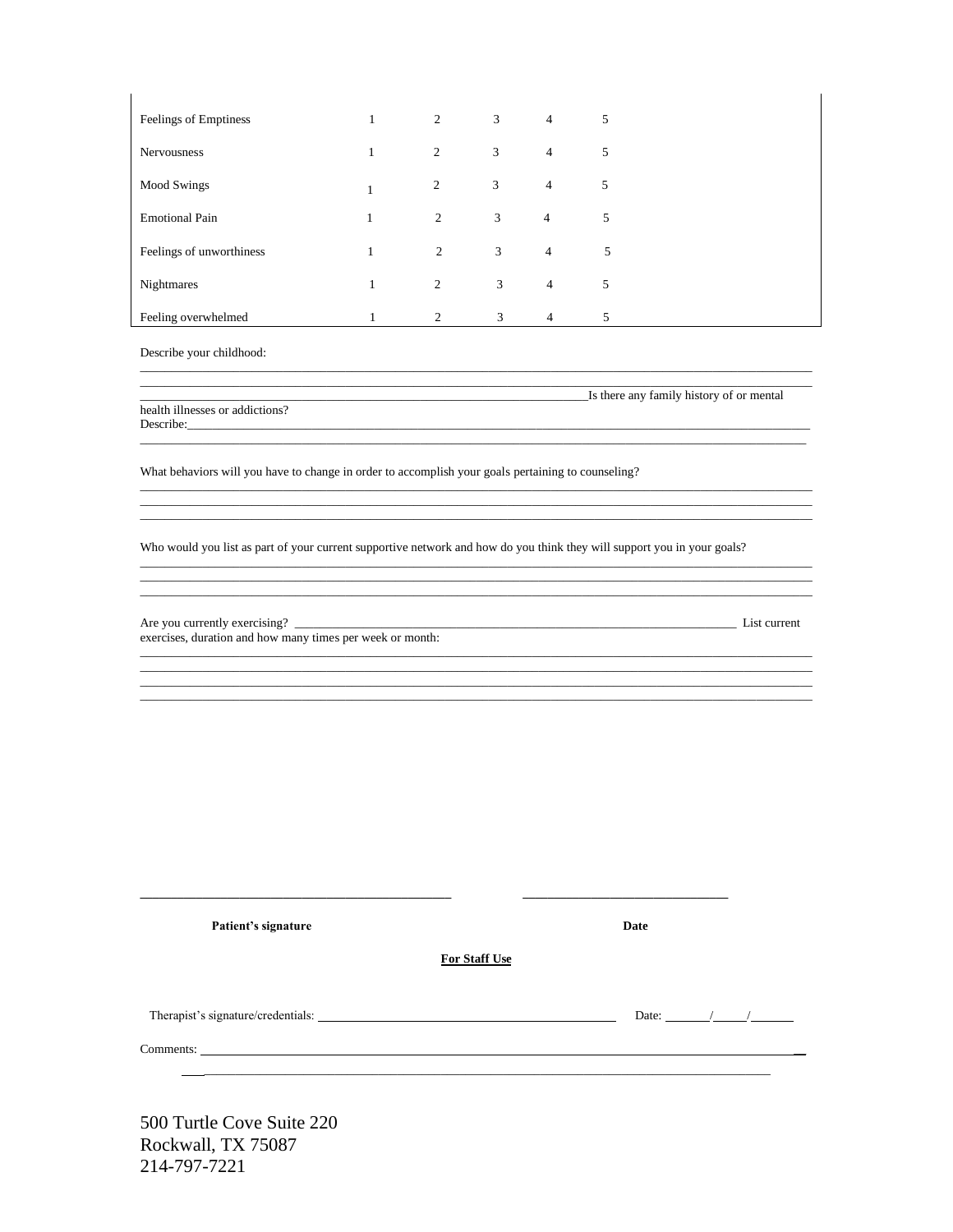| | | | | | |
|---|---|---|---|---|---|
| Feelings of Emptiness | 1 | 2 | 3 | 4 | 5 |
| Nervousness | 1 | 2 | 3 | 4 | 5 |
| Mood Swings | 1 | 2 | 3 | 4 | 5 |
| Emotional Pain | 1 | 2 | 3 | 4 | 5 |
| Feelings of unworthiness | 1 | 2 | 3 | 4 | 5 |
| Nightmares | 1 | 2 | 3 | 4 | 5 |
| Feeling overwhelmed | 1 | 2 | 3 | 4 | 5 |

Describe your childhood:

____________________________________________________________________________________________

____________________________________________________________________________________________

________________________________________________________________Is there any family history of or mental health illnesses or addictions?

Describe:___________________________________________________________________________________

____________________________________________________________________________________________

What behaviors will you have to change in order to accomplish your goals pertaining to counseling?

____________________________________________________________________________________________

____________________________________________________________________________________________

____________________________________________________________________________________________

Who would you list as part of your current supportive network and how do you think they will support you in your goals?

____________________________________________________________________________________________

____________________________________________________________________________________________

____________________________________________________________________________________________

Are you currently exercising? ______________________________________________________________ List current exercises, duration and how many times per week or month:

____________________________________________________________________________________________

____________________________________________________________________________________________

____________________________________________________________________________________________

____________________________________________________________________________________________

_____________________________________________ _______________________________

**Patient's signature** **Date**

**For Staff Use**

Therapist's signature/credentials: _____________________________________________ Date: ______/_____/______

Comments: __________________________________________________________________________________

____________________________________________________________________________________________

500 Turtle Cove Suite 220
Rockwall, TX 75087
214-797-7221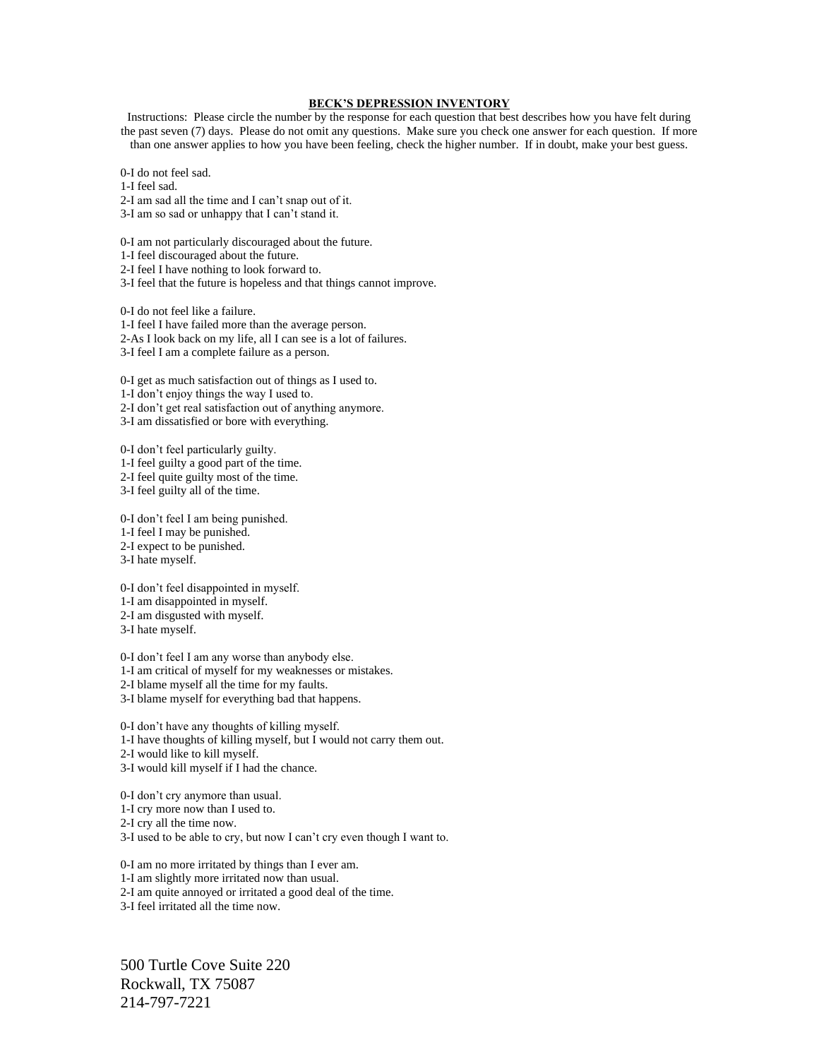**BECK'S DEPRESSION INVENTORY**

Instructions: Please circle the number by the response for each question that best describes how you have felt during the past seven (7) days. Please do not omit any questions. Make sure you check one answer for each question. If more than one answer applies to how you have been feeling, check the higher number. If in doubt, make your best guess.

0-I do not feel sad.
1-I feel sad.
2-I am sad all the time and I can't snap out of it.
3-I am so sad or unhappy that I can't stand it.

0-I am not particularly discouraged about the future.
1-I feel discouraged about the future.
2-I feel I have nothing to look forward to.
3-I feel that the future is hopeless and that things cannot improve.

0-I do not feel like a failure.
1-I feel I have failed more than the average person.
2-As I look back on my life, all I can see is a lot of failures.
3-I feel I am a complete failure as a person.

0-I get as much satisfaction out of things as I used to.
1-I don't enjoy things the way I used to.
2-I don't get real satisfaction out of anything anymore.
3-I am dissatisfied or bore with everything.

0-I don't feel particularly guilty.
1-I feel guilty a good part of the time.
2-I feel quite guilty most of the time.
3-I feel guilty all of the time.

0-I don't feel I am being punished.
1-I feel I may be punished.
2-I expect to be punished.
3-I hate myself.

0-I don't feel disappointed in myself.
1-I am disappointed in myself.
2-I am disgusted with myself.
3-I hate myself.

0-I don't feel I am any worse than anybody else.
1-I am critical of myself for my weaknesses or mistakes.
2-I blame myself all the time for my faults.
3-I blame myself for everything bad that happens.

0-I don't have any thoughts of killing myself.
1-I have thoughts of killing myself, but I would not carry them out.
2-I would like to kill myself.
3-I would kill myself if I had the chance.

0-I don't cry anymore than usual.
1-I cry more now than I used to.
2-I cry all the time now.
3-I used to be able to cry, but now I can't cry even though I want to.

0-I am no more irritated by things than I ever am.
1-I am slightly more irritated now than usual.
2-I am quite annoyed or irritated a good deal of the time.
3-I feel irritated all the time now.

500 Turtle Cove Suite 220
Rockwall, TX 75087
214-797-7221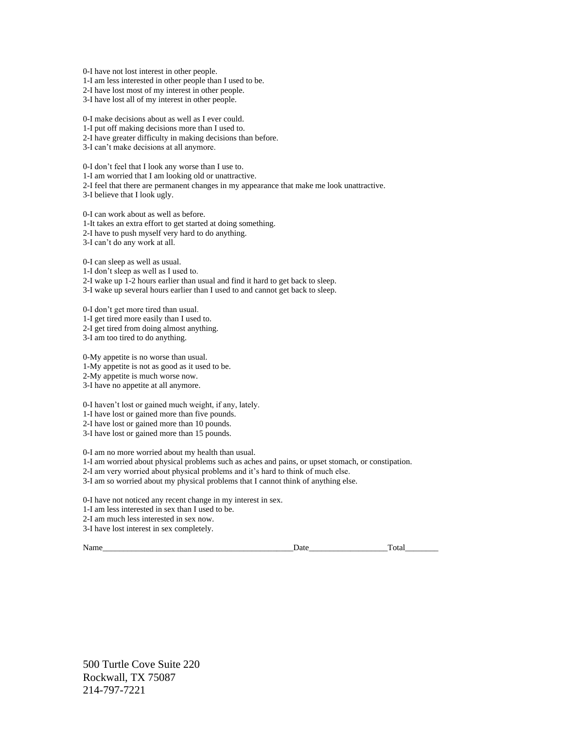0-I have not lost interest in other people.
1-I am less interested in other people than I used to be.
2-I have lost most of my interest in other people.
3-I have lost all of my interest in other people.

0-I make decisions about as well as I ever could.
1-I put off making decisions more than I used to.
2-I have greater difficulty in making decisions than before.
3-I can't make decisions at all anymore.

0-I don't feel that I look any worse than I use to.
1-I am worried that I am looking old or unattractive.
2-I feel that there are permanent changes in my appearance that make me look unattractive.
3-I believe that I look ugly.

0-I can work about as well as before.
1-It takes an extra effort to get started at doing something.
2-I have to push myself very hard to do anything.
3-I can't do any work at all.

0-I can sleep as well as usual.
1-I don't sleep as well as I used to.
2-I wake up 1-2 hours earlier than usual and find it hard to get back to sleep.
3-I wake up several hours earlier than I used to and cannot get back to sleep.

0-I don't get more tired than usual.
1-I get tired more easily than I used to.
2-I get tired from doing almost anything.
3-I am too tired to do anything.

0-My appetite is no worse than usual.
1-My appetite is not as good as it used to be.
2-My appetite is much worse now.
3-I have no appetite at all anymore.

0-I haven't lost or gained much weight, if any, lately.
1-I have lost or gained more than five pounds.
2-I have lost or gained more than 10 pounds.
3-I have lost or gained more than 15 pounds.

0-I am no more worried about my health than usual.
1-I am worried about physical problems such as aches and pains, or upset stomach, or constipation.
2-I am very worried about physical problems and it's hard to think of much else.
3-I am so worried about my physical problems that I cannot think of anything else.

0-I have not noticed any recent change in my interest in sex.
1-I am less interested in sex than I used to be.
2-I am much less interested in sex now.
3-I have lost interest in sex completely.

Name_______________________________________________Date__________________Total________

500 Turtle Cove Suite 220
Rockwall, TX 75087
214-797-7221